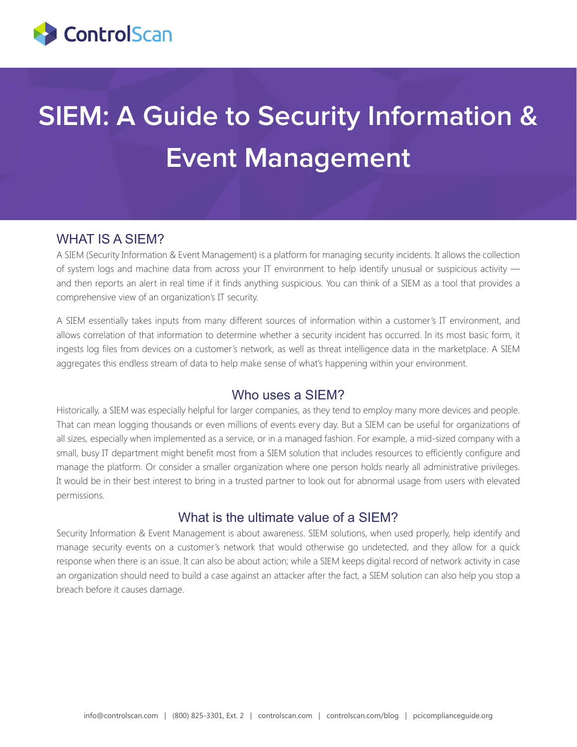ControlScan

# SIEM: A Guide to Security Information & Event Management

## WHAT IS A SIEM?

A SIEM (Security Information & Event Management) is a platform for managing security incidents. It allows the collection of system logs and machine data from across your IT environment to help identify unusual or suspicious activity — and then reports an alert in real time if it finds anything suspicious. You can think of a SIEM as a tool that provides a comprehensive view of an organization's IT security.

A SIEM essentially takes inputs from many different sources of information within a customer's IT environment, and allows correlation of that information to determine whether a security incident has occurred. In its most basic form, it ingests log files from devices on a customer's network, as well as threat intelligence data in the marketplace. A SIEM aggregates this endless stream of data to help make sense of what's happening within your environment.

### Who uses a SIEM?

Historically, a SIEM was especially helpful for larger companies, as they tend to employ many more devices and people. That can mean logging thousands or even millions of events every day. But a SIEM can be useful for organizations of all sizes, especially when implemented as a service, or in a managed fashion. For example, a mid-sized company with a small, busy IT department might benefit most from a SIEM solution that includes resources to efficiently configure and manage the platform. Or consider a smaller organization where one person holds nearly all administrative privileges. It would be in their best interest to bring in a trusted partner to look out for abnormal usage from users with elevated permissions.

### What is the ultimate value of a SIEM?

Security Information & Event Management is about awareness. SIEM solutions, when used properly, help identify and manage security events on a customer's network that would otherwise go undetected, and they allow for a quick response when there is an issue. It can also be about action; while a SIEM keeps digital record of network activity in case an organization should need to build a case against an attacker after the fact, a SIEM solution can also help you stop a breach before it causes damage.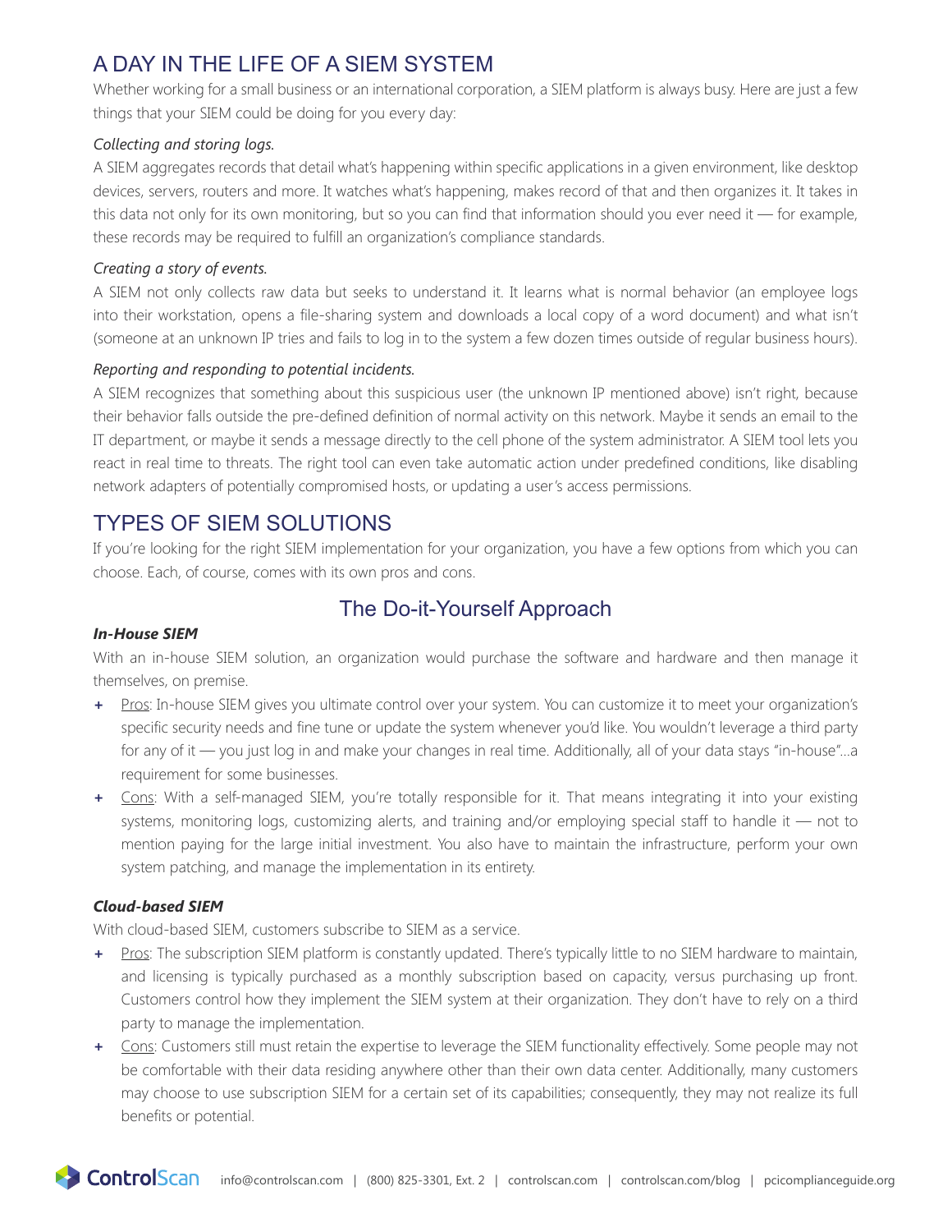## A DAY IN THE LIFE OF A SIEM SYSTEM

Whether working for a small business or an international corporation, a SIEM platform is always busy. Here are just a few things that your SIEM could be doing for you every day:

*Collecting and storing logs.*

A SIEM aggregates records that detail what's happening within specific applications in a given environment, like desktop devices, servers, routers and more. It watches what's happening, makes record of that and then organizes it. It takes in this data not only for its own monitoring, but so you can find that information should you ever need it — for example, these records may be required to fulfill an organization's compliance standards.

*Creating a story of events.*

A SIEM not only collects raw data but seeks to understand it. It learns what is normal behavior (an employee logs into their workstation, opens a file-sharing system and downloads a local copy of a word document) and what isn't (someone at an unknown IP tries and fails to log in to the system a few dozen times outside of regular business hours).

*Reporting and responding to potential incidents.*

A SIEM recognizes that something about this suspicious user (the unknown IP mentioned above) isn't right, because their behavior falls outside the pre-defined definition of normal activity on this network. Maybe it sends an email to the IT department, or maybe it sends a message directly to the cell phone of the system administrator. A SIEM tool lets you react in real time to threats. The right tool can even take automatic action under predefined conditions, like disabling network adapters of potentially compromised hosts, or updating a user's access permissions.

## TYPES OF SIEM SOLUTIONS

If you're looking for the right SIEM implementation for your organization, you have a few options from which you can choose. Each, of course, comes with its own pros and cons.

### The Do-it-Yourself Approach

***In-House SIEM***

With an in-house SIEM solution, an organization would purchase the software and hardware and then manage it themselves, on premise.

+ Pros: In-house SIEM gives you ultimate control over your system. You can customize it to meet your organization's specific security needs and fine tune or update the system whenever you'd like. You wouldn't leverage a third party for any of it — you just log in and make your changes in real time. Additionally, all of your data stays "in-house"...a requirement for some businesses.
+ Cons: With a self-managed SIEM, you're totally responsible for it. That means integrating it into your existing systems, monitoring logs, customizing alerts, and training and/or employing special staff to handle it — not to mention paying for the large initial investment. You also have to maintain the infrastructure, perform your own system patching, and manage the implementation in its entirety.

***Cloud-based SIEM***

With cloud-based SIEM, customers subscribe to SIEM as a service.

+ Pros: The subscription SIEM platform is constantly updated. There's typically little to no SIEM hardware to maintain, and licensing is typically purchased as a monthly subscription based on capacity, versus purchasing up front. Customers control how they implement the SIEM system at their organization. They don't have to rely on a third party to manage the implementation.
+ Cons: Customers still must retain the expertise to leverage the SIEM functionality effectively. Some people may not be comfortable with their data residing anywhere other than their own data center. Additionally, many customers may choose to use subscription SIEM for a certain set of its capabilities; consequently, they may not realize its full benefits or potential.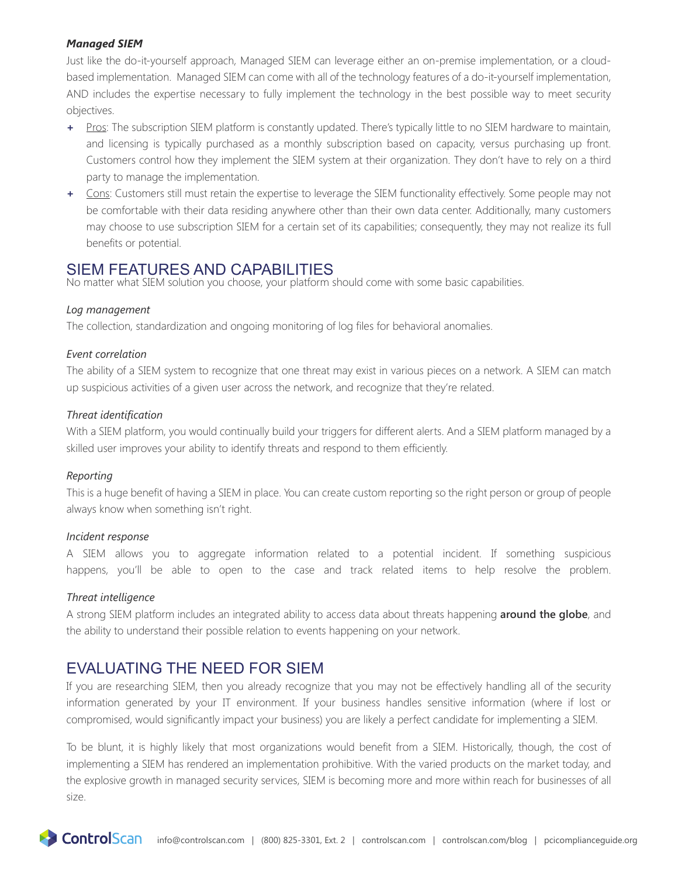### ***Managed SIEM***

Just like the do-it-yourself approach, Managed SIEM can leverage either an on-premise implementation, or a cloud-based implementation. Managed SIEM can come with all of the technology features of a do-it-yourself implementation, AND includes the expertise necessary to fully implement the technology in the best possible way to meet security objectives.

+ Pros: The subscription SIEM platform is constantly updated. There's typically little to no SIEM hardware to maintain, and licensing is typically purchased as a monthly subscription based on capacity, versus purchasing up front. Customers control how they implement the SIEM system at their organization. They don't have to rely on a third party to manage the implementation.
+ Cons: Customers still must retain the expertise to leverage the SIEM functionality effectively. Some people may not be comfortable with their data residing anywhere other than their own data center. Additionally, many customers may choose to use subscription SIEM for a certain set of its capabilities; consequently, they may not realize its full benefits or potential.

## SIEM FEATURES AND CAPABILITIES

No matter what SIEM solution you choose, your platform should come with some basic capabilities.

*Log management*

The collection, standardization and ongoing monitoring of log files for behavioral anomalies.

*Event correlation*

The ability of a SIEM system to recognize that one threat may exist in various pieces on a network. A SIEM can match up suspicious activities of a given user across the network, and recognize that they're related.

*Threat identification*

With a SIEM platform, you would continually build your triggers for different alerts. And a SIEM platform managed by a skilled user improves your ability to identify threats and respond to them efficiently.

*Reporting*

This is a huge benefit of having a SIEM in place. You can create custom reporting so the right person or group of people always know when something isn't right.

*Incident response*

A SIEM allows you to aggregate information related to a potential incident. If something suspicious happens, you'll be able to open to the case and track related items to help resolve the problem.

*Threat intelligence*

A strong SIEM platform includes an integrated ability to access data about threats happening **around the globe**, and the ability to understand their possible relation to events happening on your network.

## EVALUATING THE NEED FOR SIEM

If you are researching SIEM, then you already recognize that you may not be effectively handling all of the security information generated by your IT environment. If your business handles sensitive information (where if lost or compromised, would significantly impact your business) you are likely a perfect candidate for implementing a SIEM.

To be blunt, it is highly likely that most organizations would benefit from a SIEM. Historically, though, the cost of implementing a SIEM has rendered an implementation prohibitive. With the varied products on the market today, and the explosive growth in managed security services, SIEM is becoming more and more within reach for businesses of all size.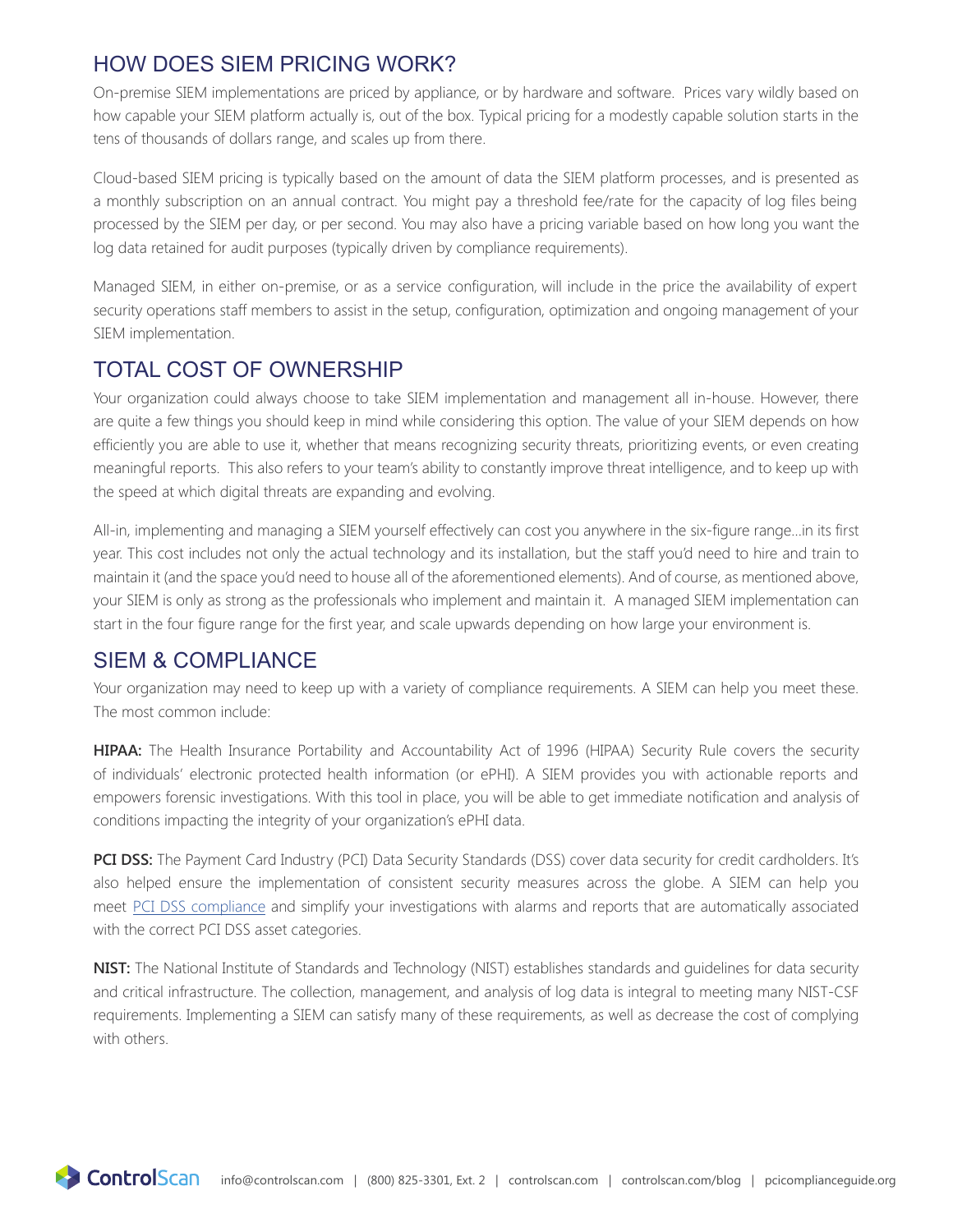## HOW DOES SIEM PRICING WORK?

On-premise SIEM implementations are priced by appliance, or by hardware and software. Prices vary wildly based on how capable your SIEM platform actually is, out of the box. Typical pricing for a modestly capable solution starts in the tens of thousands of dollars range, and scales up from there.

Cloud-based SIEM pricing is typically based on the amount of data the SIEM platform processes, and is presented as a monthly subscription on an annual contract. You might pay a threshold fee/rate for the capacity of log files being processed by the SIEM per day, or per second. You may also have a pricing variable based on how long you want the log data retained for audit purposes (typically driven by compliance requirements).

Managed SIEM, in either on-premise, or as a service configuration, will include in the price the availability of expert security operations staff members to assist in the setup, configuration, optimization and ongoing management of your SIEM implementation.

## TOTAL COST OF OWNERSHIP

Your organization could always choose to take SIEM implementation and management all in-house. However, there are quite a few things you should keep in mind while considering this option. The value of your SIEM depends on how efficiently you are able to use it, whether that means recognizing security threats, prioritizing events, or even creating meaningful reports. This also refers to your team's ability to constantly improve threat intelligence, and to keep up with the speed at which digital threats are expanding and evolving.

All-in, implementing and managing a SIEM yourself effectively can cost you anywhere in the six-figure range...in its first year. This cost includes not only the actual technology and its installation, but the staff you'd need to hire and train to maintain it (and the space you'd need to house all of the aforementioned elements). And of course, as mentioned above, your SIEM is only as strong as the professionals who implement and maintain it. A managed SIEM implementation can start in the four figure range for the first year, and scale upwards depending on how large your environment is.

## SIEM & COMPLIANCE

Your organization may need to keep up with a variety of compliance requirements. A SIEM can help you meet these. The most common include:

**HIPAA:** The Health Insurance Portability and Accountability Act of 1996 (HIPAA) Security Rule covers the security of individuals' electronic protected health information (or ePHI). A SIEM provides you with actionable reports and empowers forensic investigations. With this tool in place, you will be able to get immediate notification and analysis of conditions impacting the integrity of your organization's ePHI data.

**PCI DSS:** The Payment Card Industry (PCI) Data Security Standards (DSS) cover data security for credit cardholders. It's also helped ensure the implementation of consistent security measures across the globe. A SIEM can help you meet PCI DSS compliance and simplify your investigations with alarms and reports that are automatically associated with the correct PCI DSS asset categories.

**NIST:** The National Institute of Standards and Technology (NIST) establishes standards and guidelines for data security and critical infrastructure. The collection, management, and analysis of log data is integral to meeting many NIST-CSF requirements. Implementing a SIEM can satisfy many of these requirements, as well as decrease the cost of complying with others.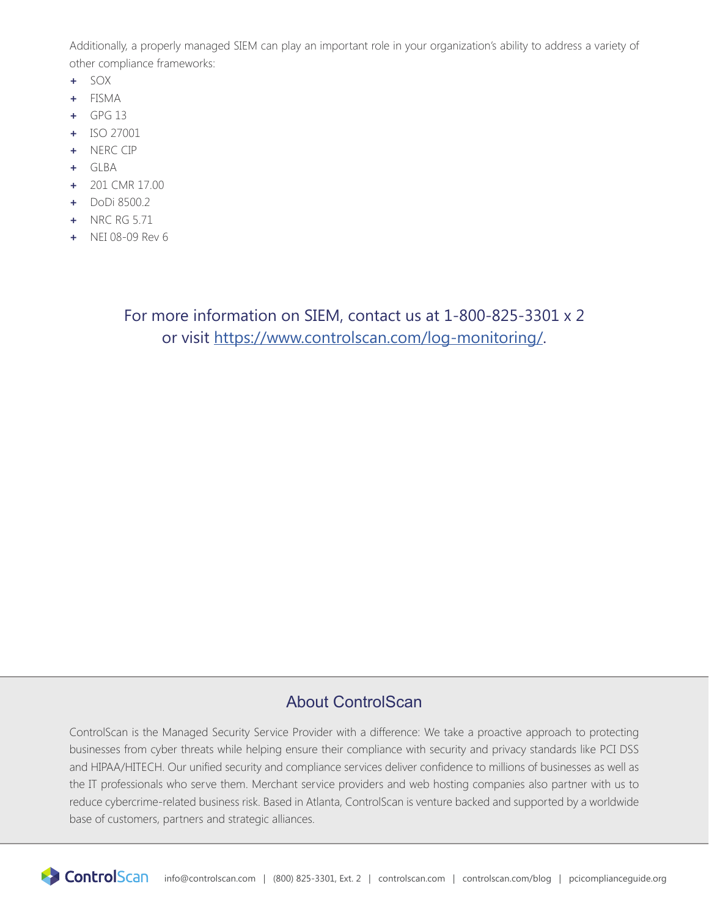Additionally, a properly managed SIEM can play an important role in your organization's ability to address a variety of other compliance frameworks:

- SOX
- FISMA
- GPG 13
- ISO 27001
- NERC CIP
- GLBA
- 201 CMR 17.00
- DoDi 8500.2
- NRC RG 5.71
- NEI 08-09 Rev 6

For more information on SIEM, contact us at 1-800-825-3301 x 2 or visit [https://www.controlscan.com/log-monitoring/](https://www.controlscan.com/log-monitoring/).

## About ControlScan

ControlScan is the Managed Security Service Provider with a difference: We take a proactive approach to protecting businesses from cyber threats while helping ensure their compliance with security and privacy standards like PCI DSS and HIPAA/HITECH. Our unified security and compliance services deliver confidence to millions of businesses as well as the IT professionals who serve them. Merchant service providers and web hosting companies also partner with us to reduce cybercrime-related business risk. Based in Atlanta, ControlScan is venture backed and supported by a worldwide base of customers, partners and strategic alliances.

ControlScan info@controlscan.com | (800) 825-3301, Ext. 2 | controlscan.com | controlscan.com/blog | pcicomplianceguide.org